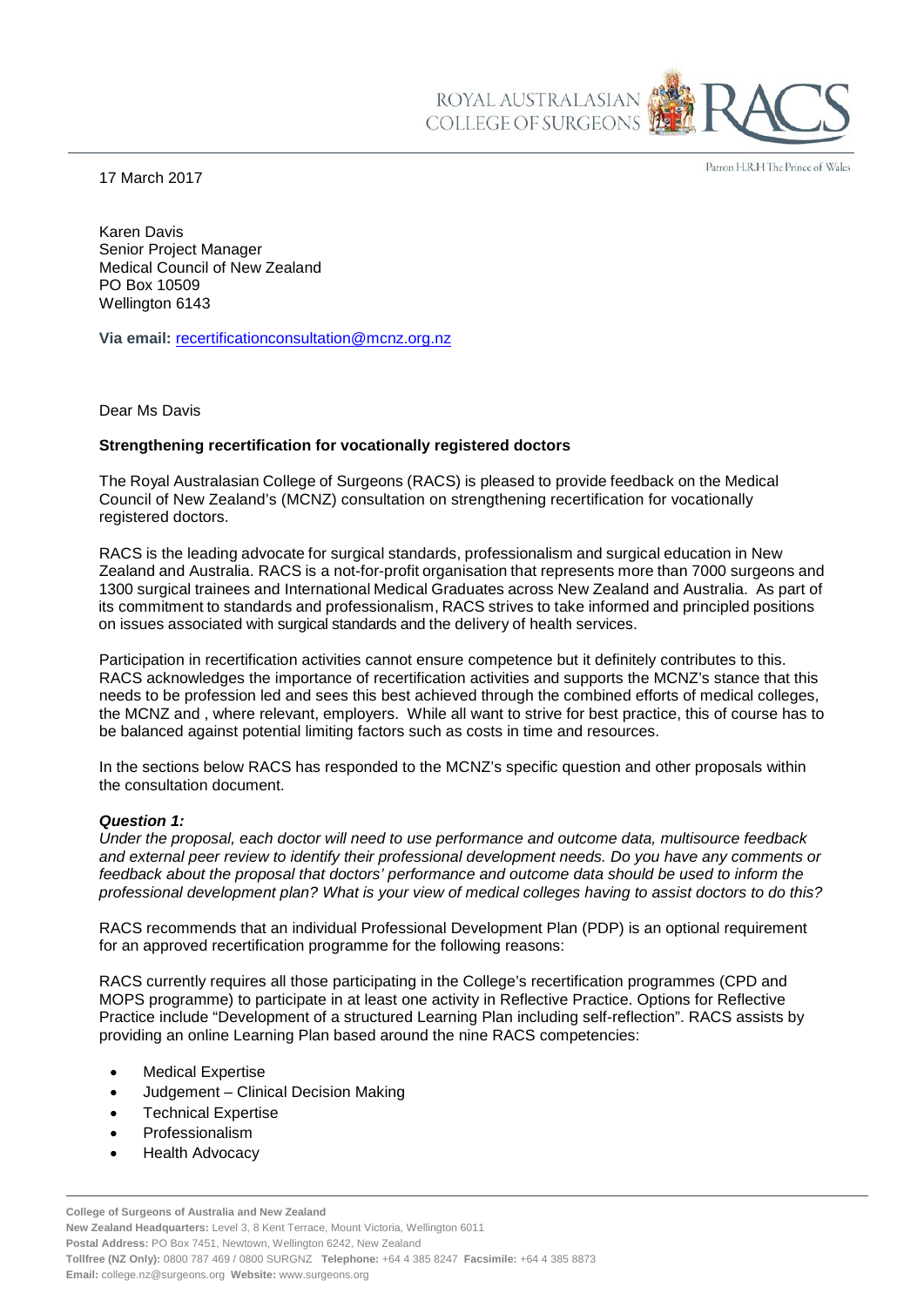17 March 2017

Karen Davis
Senior Project Manager
Medical Council of New Zealand
PO Box 10509
Wellington 6143

**Via email:** recertificationconsultation@mcnz.org.nz

Dear Ms Davis

**Strengthening recertification for vocationally registered doctors**

The Royal Australasian College of Surgeons (RACS) is pleased to provide feedback on the Medical Council of New Zealand's (MCNZ) consultation on strengthening recertification for vocationally registered doctors.

RACS is the leading advocate for surgical standards, professionalism and surgical education in New Zealand and Australia. RACS is a not-for-profit organisation that represents more than 7000 surgeons and 1300 surgical trainees and International Medical Graduates across New Zealand and Australia. As part of its commitment to standards and professionalism, RACS strives to take informed and principled positions on issues associated with surgical standards and the delivery of health services.

Participation in recertification activities cannot ensure competence but it definitely contributes to this. RACS acknowledges the importance of recertification activities and supports the MCNZ's stance that this needs to be profession led and sees this best achieved through the combined efforts of medical colleges, the MCNZ and , where relevant, employers. While all want to strive for best practice, this of course has to be balanced against potential limiting factors such as costs in time and resources.

In the sections below RACS has responded to the MCNZ's specific question and other proposals within the consultation document.

***Question 1:***

*Under the proposal, each doctor will need to use performance and outcome data, multisource feedback and external peer review to identify their professional development needs. Do you have any comments or feedback about the proposal that doctors' performance and outcome data should be used to inform the professional development plan? What is your view of medical colleges having to assist doctors to do this?*

RACS recommends that an individual Professional Development Plan (PDP) is an optional requirement for an approved recertification programme for the following reasons:

RACS currently requires all those participating in the College's recertification programmes (CPD and MOPS programme) to participate in at least one activity in Reflective Practice. Options for Reflective Practice include "Development of a structured Learning Plan including self-reflection". RACS assists by providing an online Learning Plan based around the nine RACS competencies:

- Medical Expertise
- Judgement – Clinical Decision Making
- Technical Expertise
- Professionalism
- Health Advocacy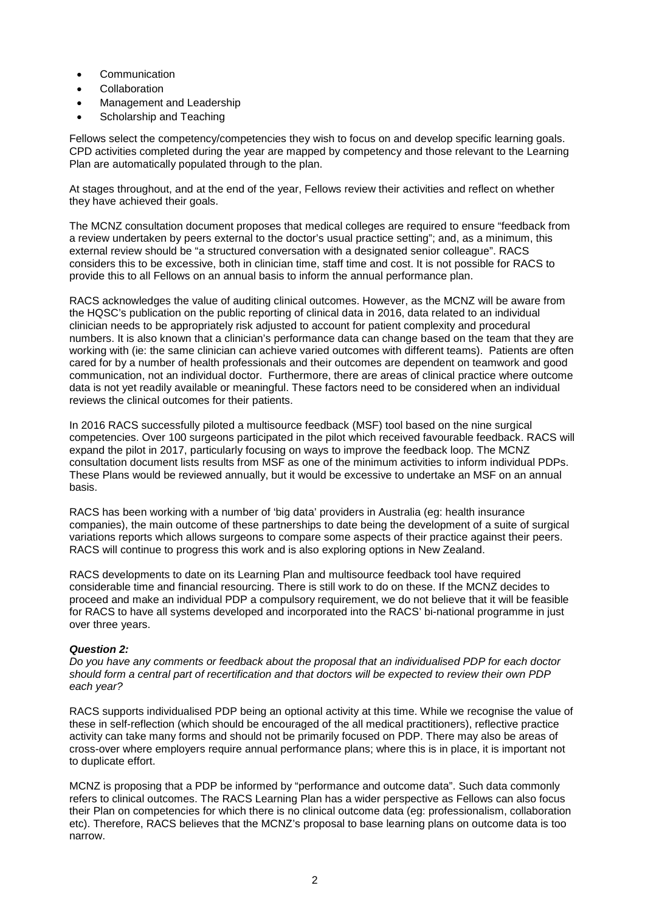- Communication
- Collaboration
- Management and Leadership
- Scholarship and Teaching

Fellows select the competency/competencies they wish to focus on and develop specific learning goals. CPD activities completed during the year are mapped by competency and those relevant to the Learning Plan are automatically populated through to the plan.

At stages throughout, and at the end of the year, Fellows review their activities and reflect on whether they have achieved their goals.

The MCNZ consultation document proposes that medical colleges are required to ensure "feedback from a review undertaken by peers external to the doctor's usual practice setting"; and, as a minimum, this external review should be "a structured conversation with a designated senior colleague". RACS considers this to be excessive, both in clinician time, staff time and cost. It is not possible for RACS to provide this to all Fellows on an annual basis to inform the annual performance plan.

RACS acknowledges the value of auditing clinical outcomes. However, as the MCNZ will be aware from the HQSC's publication on the public reporting of clinical data in 2016, data related to an individual clinician needs to be appropriately risk adjusted to account for patient complexity and procedural numbers. It is also known that a clinician's performance data can change based on the team that they are working with (ie: the same clinician can achieve varied outcomes with different teams). Patients are often cared for by a number of health professionals and their outcomes are dependent on teamwork and good communication, not an individual doctor. Furthermore, there are areas of clinical practice where outcome data is not yet readily available or meaningful. These factors need to be considered when an individual reviews the clinical outcomes for their patients.

In 2016 RACS successfully piloted a multisource feedback (MSF) tool based on the nine surgical competencies. Over 100 surgeons participated in the pilot which received favourable feedback. RACS will expand the pilot in 2017, particularly focusing on ways to improve the feedback loop. The MCNZ consultation document lists results from MSF as one of the minimum activities to inform individual PDPs. These Plans would be reviewed annually, but it would be excessive to undertake an MSF on an annual basis.

RACS has been working with a number of 'big data' providers in Australia (eg: health insurance companies), the main outcome of these partnerships to date being the development of a suite of surgical variations reports which allows surgeons to compare some aspects of their practice against their peers. RACS will continue to progress this work and is also exploring options in New Zealand.

RACS developments to date on its Learning Plan and multisource feedback tool have required considerable time and financial resourcing. There is still work to do on these. If the MCNZ decides to proceed and make an individual PDP a compulsory requirement, we do not believe that it will be feasible for RACS to have all systems developed and incorporated into the RACS' bi-national programme in just over three years.

***Question 2:***

*Do you have any comments or feedback about the proposal that an individualised PDP for each doctor should form a central part of recertification and that doctors will be expected to review their own PDP each year?*

RACS supports individualised PDP being an optional activity at this time. While we recognise the value of these in self-reflection (which should be encouraged of the all medical practitioners), reflective practice activity can take many forms and should not be primarily focused on PDP. There may also be areas of cross-over where employers require annual performance plans; where this is in place, it is important not to duplicate effort.

MCNZ is proposing that a PDP be informed by "performance and outcome data". Such data commonly refers to clinical outcomes. The RACS Learning Plan has a wider perspective as Fellows can also focus their Plan on competencies for which there is no clinical outcome data (eg: professionalism, collaboration etc). Therefore, RACS believes that the MCNZ's proposal to base learning plans on outcome data is too narrow.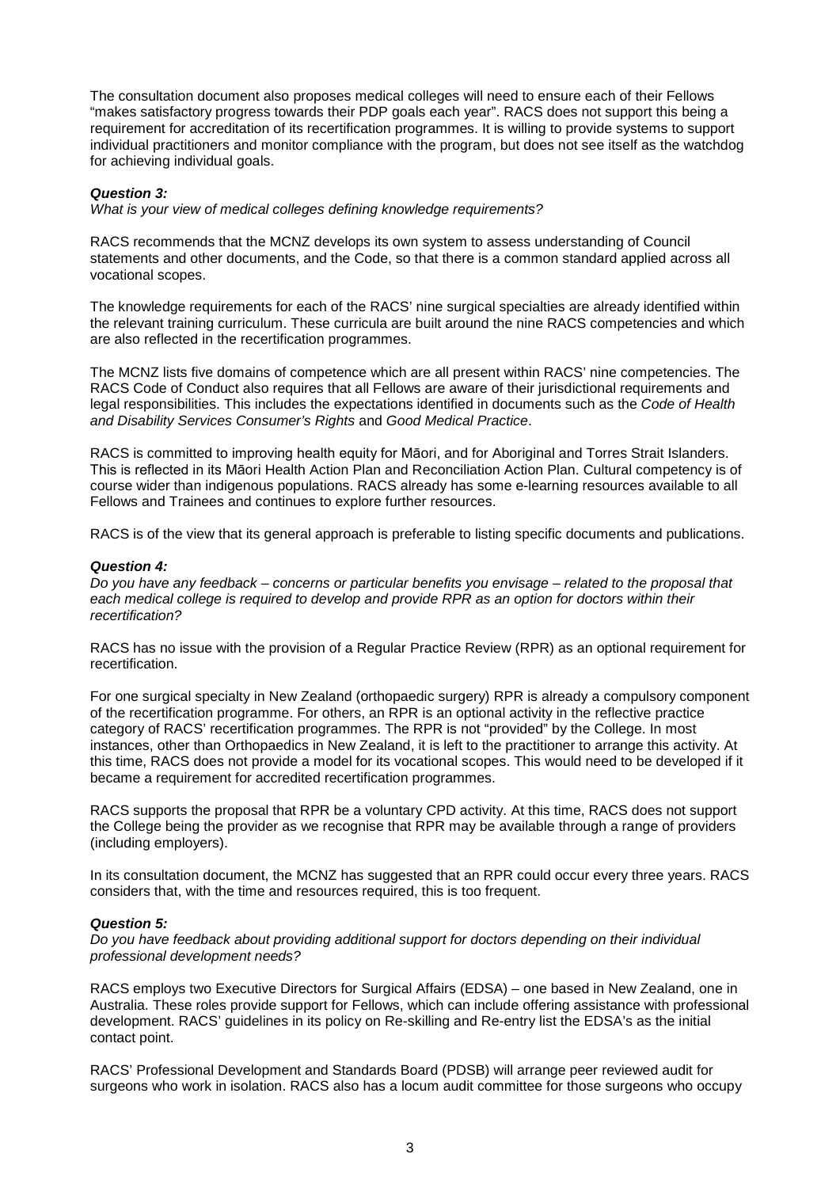The consultation document also proposes medical colleges will need to ensure each of their Fellows "makes satisfactory progress towards their PDP goals each year". RACS does not support this being a requirement for accreditation of its recertification programmes. It is willing to provide systems to support individual practitioners and monitor compliance with the program, but does not see itself as the watchdog for achieving individual goals.

***Question 3:***

*What is your view of medical colleges defining knowledge requirements?*

RACS recommends that the MCNZ develops its own system to assess understanding of Council statements and other documents, and the Code, so that there is a common standard applied across all vocational scopes.

The knowledge requirements for each of the RACS' nine surgical specialties are already identified within the relevant training curriculum. These curricula are built around the nine RACS competencies and which are also reflected in the recertification programmes.

The MCNZ lists five domains of competence which are all present within RACS' nine competencies. The RACS Code of Conduct also requires that all Fellows are aware of their jurisdictional requirements and legal responsibilities. This includes the expectations identified in documents such as the *Code of Health and Disability Services Consumer's Rights* and *Good Medical Practice*.

RACS is committed to improving health equity for Māori, and for Aboriginal and Torres Strait Islanders. This is reflected in its Māori Health Action Plan and Reconciliation Action Plan. Cultural competency is of course wider than indigenous populations. RACS already has some e-learning resources available to all Fellows and Trainees and continues to explore further resources.

RACS is of the view that its general approach is preferable to listing specific documents and publications.

***Question 4:***

*Do you have any feedback – concerns or particular benefits you envisage – related to the proposal that each medical college is required to develop and provide RPR as an option for doctors within their recertification?*

RACS has no issue with the provision of a Regular Practice Review (RPR) as an optional requirement for recertification.

For one surgical specialty in New Zealand (orthopaedic surgery) RPR is already a compulsory component of the recertification programme. For others, an RPR is an optional activity in the reflective practice category of RACS' recertification programmes. The RPR is not "provided" by the College. In most instances, other than Orthopaedics in New Zealand, it is left to the practitioner to arrange this activity. At this time, RACS does not provide a model for its vocational scopes. This would need to be developed if it became a requirement for accredited recertification programmes.

RACS supports the proposal that RPR be a voluntary CPD activity. At this time, RACS does not support the College being the provider as we recognise that RPR may be available through a range of providers (including employers).

In its consultation document, the MCNZ has suggested that an RPR could occur every three years. RACS considers that, with the time and resources required, this is too frequent.

***Question 5:***

*Do you have feedback about providing additional support for doctors depending on their individual professional development needs?*

RACS employs two Executive Directors for Surgical Affairs (EDSA) – one based in New Zealand, one in Australia. These roles provide support for Fellows, which can include offering assistance with professional development. RACS' guidelines in its policy on Re-skilling and Re-entry list the EDSA's as the initial contact point.

RACS' Professional Development and Standards Board (PDSB) will arrange peer reviewed audit for surgeons who work in isolation. RACS also has a locum audit committee for those surgeons who occupy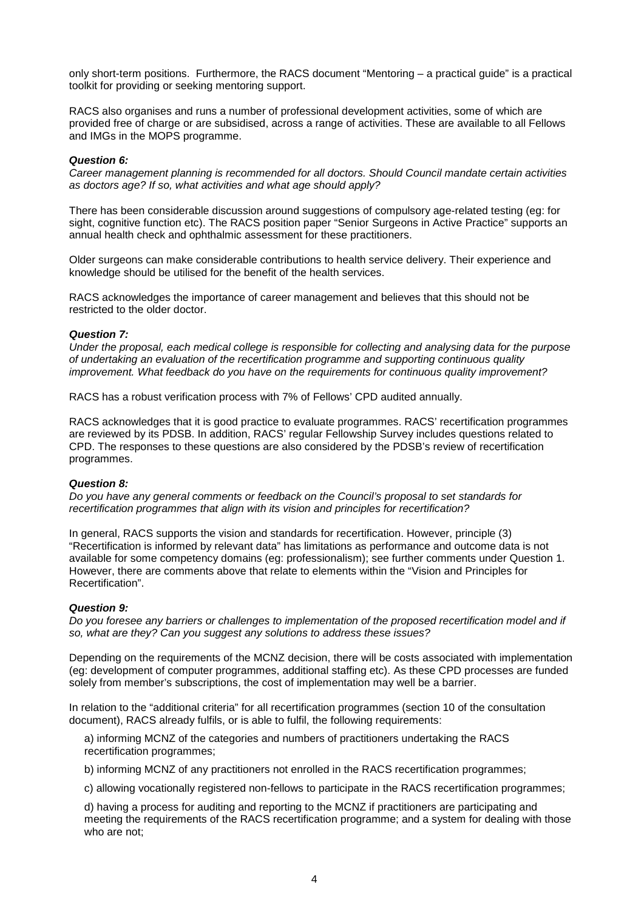only short-term positions. Furthermore, the RACS document "Mentoring – a practical guide" is a practical toolkit for providing or seeking mentoring support.

RACS also organises and runs a number of professional development activities, some of which are provided free of charge or are subsidised, across a range of activities. These are available to all Fellows and IMGs in the MOPS programme.

***Question 6:***

*Career management planning is recommended for all doctors. Should Council mandate certain activities as doctors age? If so, what activities and what age should apply?*

There has been considerable discussion around suggestions of compulsory age-related testing (eg: for sight, cognitive function etc). The RACS position paper "Senior Surgeons in Active Practice" supports an annual health check and ophthalmic assessment for these practitioners.

Older surgeons can make considerable contributions to health service delivery. Their experience and knowledge should be utilised for the benefit of the health services.

RACS acknowledges the importance of career management and believes that this should not be restricted to the older doctor.

***Question 7:***

*Under the proposal, each medical college is responsible for collecting and analysing data for the purpose of undertaking an evaluation of the recertification programme and supporting continuous quality improvement. What feedback do you have on the requirements for continuous quality improvement?*

RACS has a robust verification process with 7% of Fellows' CPD audited annually.

RACS acknowledges that it is good practice to evaluate programmes. RACS' recertification programmes are reviewed by its PDSB. In addition, RACS' regular Fellowship Survey includes questions related to CPD. The responses to these questions are also considered by the PDSB's review of recertification programmes.

***Question 8:***

*Do you have any general comments or feedback on the Council's proposal to set standards for recertification programmes that align with its vision and principles for recertification?*

In general, RACS supports the vision and standards for recertification. However, principle (3) "Recertification is informed by relevant data" has limitations as performance and outcome data is not available for some competency domains (eg: professionalism); see further comments under Question 1. However, there are comments above that relate to elements within the "Vision and Principles for Recertification".

***Question 9:***

*Do you foresee any barriers or challenges to implementation of the proposed recertification model and if so, what are they? Can you suggest any solutions to address these issues?*

Depending on the requirements of the MCNZ decision, there will be costs associated with implementation (eg: development of computer programmes, additional staffing etc). As these CPD processes are funded solely from member's subscriptions, the cost of implementation may well be a barrier.

In relation to the "additional criteria" for all recertification programmes (section 10 of the consultation document), RACS already fulfils, or is able to fulfil, the following requirements:

a) informing MCNZ of the categories and numbers of practitioners undertaking the RACS recertification programmes;

b) informing MCNZ of any practitioners not enrolled in the RACS recertification programmes;

c) allowing vocationally registered non-fellows to participate in the RACS recertification programmes;

d) having a process for auditing and reporting to the MCNZ if practitioners are participating and meeting the requirements of the RACS recertification programme; and a system for dealing with those who are not;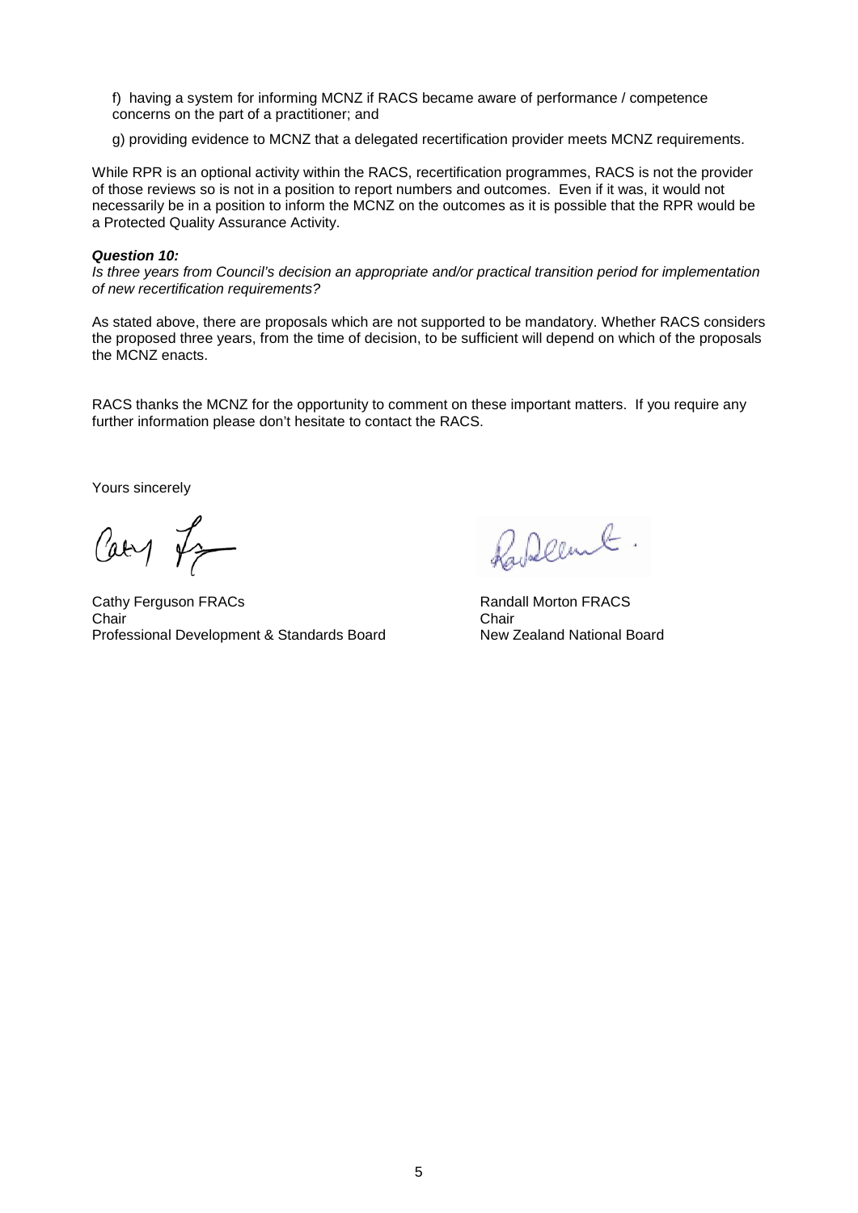f) having a system for informing MCNZ if RACS became aware of performance / competence concerns on the part of a practitioner; and

g) providing evidence to MCNZ that a delegated recertification provider meets MCNZ requirements.

While RPR is an optional activity within the RACS, recertification programmes, RACS is not the provider of those reviews so is not in a position to report numbers and outcomes. Even if it was, it would not necessarily be in a position to inform the MCNZ on the outcomes as it is possible that the RPR would be a Protected Quality Assurance Activity.

***Question 10:***
*Is three years from Council's decision an appropriate and/or practical transition period for implementation of new recertification requirements?*

As stated above, there are proposals which are not supported to be mandatory. Whether RACS considers the proposed three years, from the time of decision, to be sufficient will depend on which of the proposals the MCNZ enacts.

RACS thanks the MCNZ for the opportunity to comment on these important matters. If you require any further information please don't hesitate to contact the RACS.

Yours sincerely

Cathy Ferguson FRACs
Chair
Professional Development & Standards Board

Randall Morton FRACS
Chair
New Zealand National Board